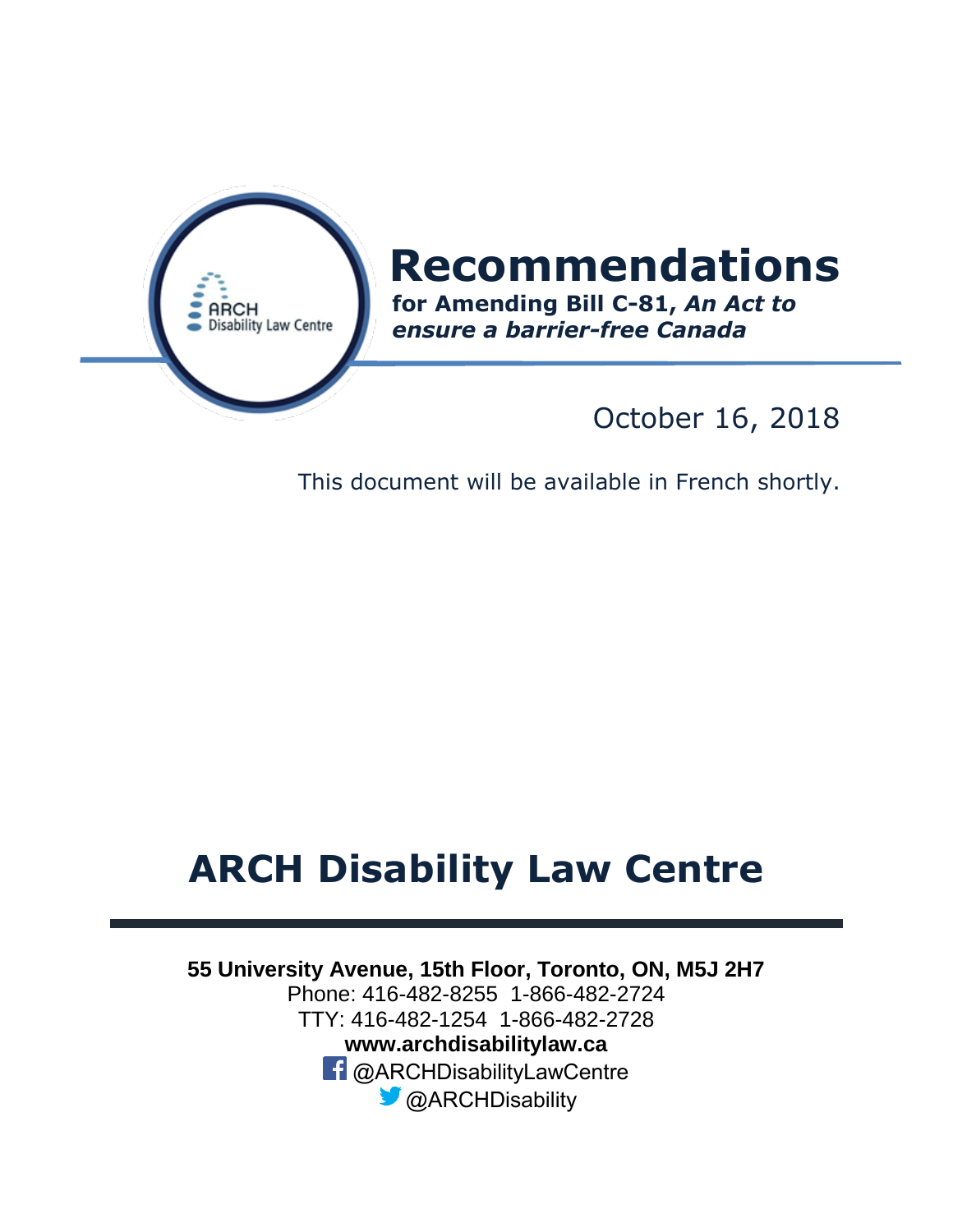ARCH Disability Law Centre

# Recommendations

**for Amending Bill C-81, *An Act to ensure a barrier-free Canada***

October 16, 2018

This document will be available in French shortly.

# ARCH Disability Law Centre

**55 University Avenue, 15th Floor, Toronto, ON, M5J 2H7**
Phone: 416-482-8255 1-866-482-2724
TTY: 416-482-1254 1-866-482-2728
**www.archdisabilitylaw.ca**
@ARCHDisabilityLawCentre
@ARCHDisability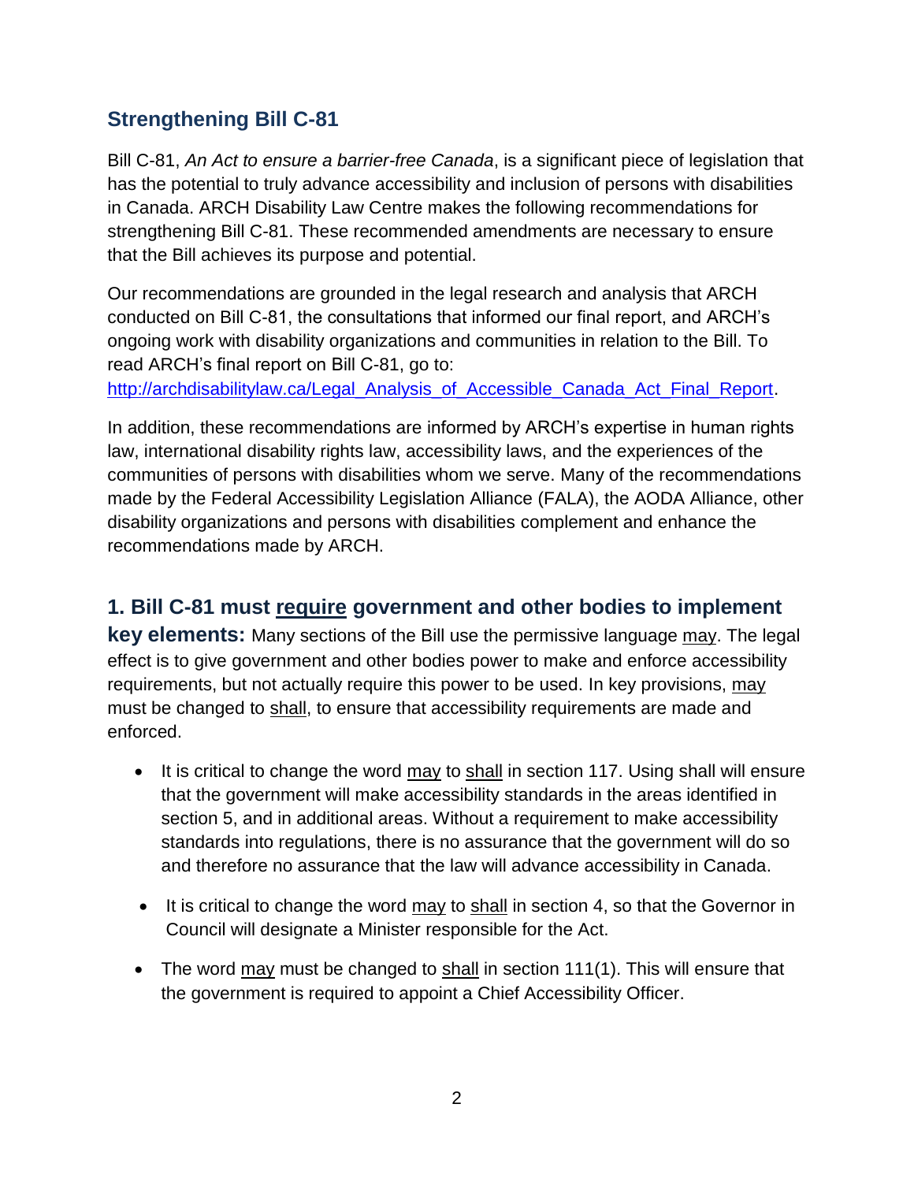## Strengthening Bill C-81

Bill C-81, *An Act to ensure a barrier-free Canada*, is a significant piece of legislation that has the potential to truly advance accessibility and inclusion of persons with disabilities in Canada. ARCH Disability Law Centre makes the following recommendations for strengthening Bill C-81. These recommended amendments are necessary to ensure that the Bill achieves its purpose and potential.

Our recommendations are grounded in the legal research and analysis that ARCH conducted on Bill C-81, the consultations that informed our final report, and ARCH's ongoing work with disability organizations and communities in relation to the Bill. To read ARCH's final report on Bill C-81, go to: [http://archdisabilitylaw.ca/Legal_Analysis_of_Accessible_Canada_Act_Final_Report](http://archdisabilitylaw.ca/Legal_Analysis_of_Accessible_Canada_Act_Final_Report).

In addition, these recommendations are informed by ARCH's expertise in human rights law, international disability rights law, accessibility laws, and the experiences of the communities of persons with disabilities whom we serve. Many of the recommendations made by the Federal Accessibility Legislation Alliance (FALA), the AODA Alliance, other disability organizations and persons with disabilities complement and enhance the recommendations made by ARCH.

**1. Bill C-81 must <u>require</u> government and other bodies to implement key elements:** Many sections of the Bill use the permissive language <u>may</u>. The legal effect is to give government and other bodies power to make and enforce accessibility requirements, but not actually require this power to be used. In key provisions, <u>may</u> must be changed to <u>shall</u>, to ensure that accessibility requirements are made and enforced.

- It is critical to change the word <u>may</u> to <u>shall</u> in section 117. Using shall will ensure that the government will make accessibility standards in the areas identified in section 5, and in additional areas. Without a requirement to make accessibility standards into regulations, there is no assurance that the government will do so and therefore no assurance that the law will advance accessibility in Canada.
- It is critical to change the word <u>may</u> to <u>shall</u> in section 4, so that the Governor in Council will designate a Minister responsible for the Act.
- The word <u>may</u> must be changed to <u>shall</u> in section 111(1). This will ensure that the government is required to appoint a Chief Accessibility Officer.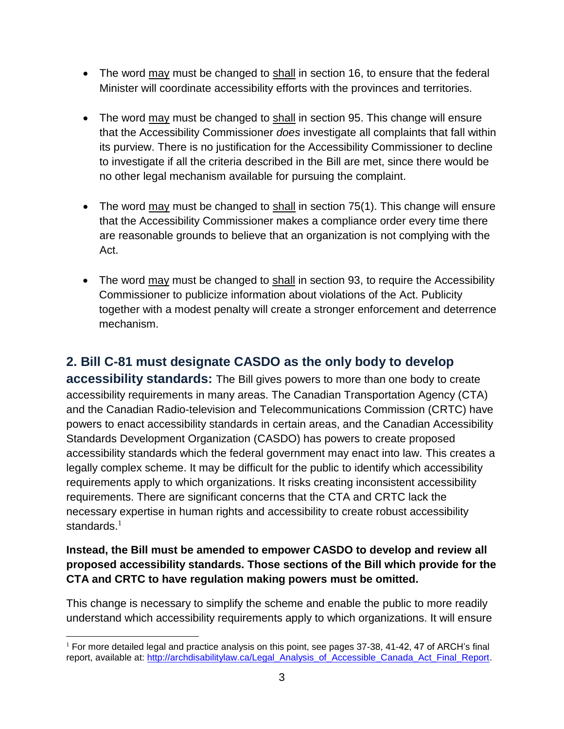- The word <u>may</u> must be changed to <u>shall</u> in section 16, to ensure that the federal Minister will coordinate accessibility efforts with the provinces and territories.

- The word <u>may</u> must be changed to <u>shall</u> in section 95. This change will ensure that the Accessibility Commissioner *does* investigate all complaints that fall within its purview. There is no justification for the Accessibility Commissioner to decline to investigate if all the criteria described in the Bill are met, since there would be no other legal mechanism available for pursuing the complaint.

- The word <u>may</u> must be changed to <u>shall</u> in section 75(1). This change will ensure that the Accessibility Commissioner makes a compliance order every time there are reasonable grounds to believe that an organization is not complying with the Act.

- The word <u>may</u> must be changed to <u>shall</u> in section 93, to require the Accessibility Commissioner to publicize information about violations of the Act. Publicity together with a modest penalty will create a stronger enforcement and deterrence mechanism.

## 2. Bill C-81 must designate CASDO as the only body to develop accessibility standards:

The Bill gives powers to more than one body to create accessibility requirements in many areas. The Canadian Transportation Agency (CTA) and the Canadian Radio-television and Telecommunications Commission (CRTC) have powers to enact accessibility standards in certain areas, and the Canadian Accessibility Standards Development Organization (CASDO) has powers to create proposed accessibility standards which the federal government may enact into law. This creates a legally complex scheme. It may be difficult for the public to identify which accessibility requirements apply to which organizations. It risks creating inconsistent accessibility requirements. There are significant concerns that the CTA and CRTC lack the necessary expertise in human rights and accessibility to create robust accessibility standards.[1]

**Instead, the Bill must be amended to empower CASDO to develop and review all proposed accessibility standards. Those sections of the Bill which provide for the CTA and CRTC to have regulation making powers must be omitted.**

This change is necessary to simplify the scheme and enable the public to more readily understand which accessibility requirements apply to which organizations. It will ensure

---

[1] For more detailed legal and practice analysis on this point, see pages 37-38, 41-42, 47 of ARCH's final report, available at: http://archdisabilitylaw.ca/Legal_Analysis_of_Accessible_Canada_Act_Final_Report.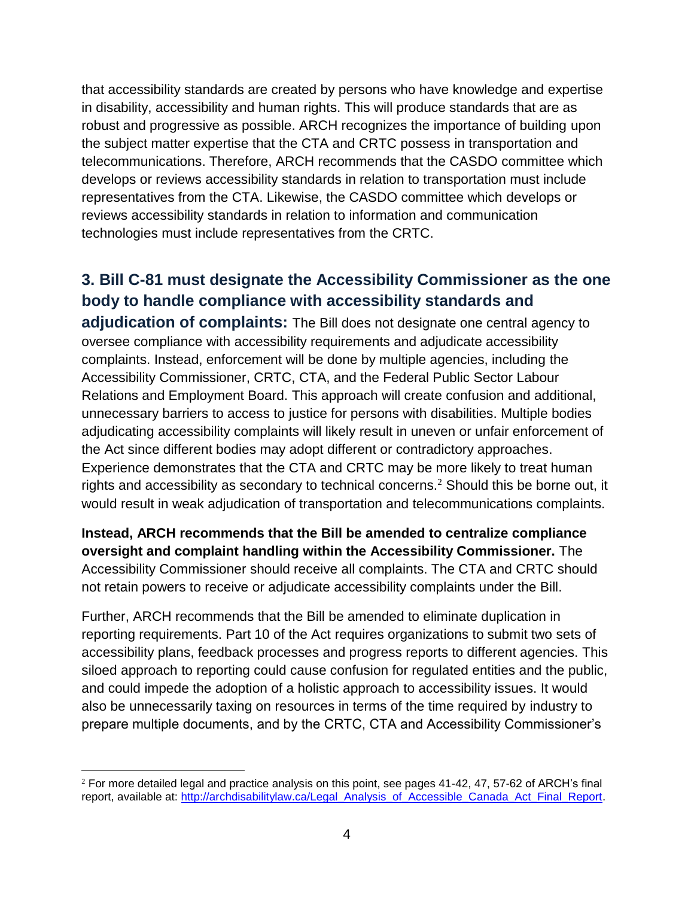that accessibility standards are created by persons who have knowledge and expertise in disability, accessibility and human rights. This will produce standards that are as robust and progressive as possible. ARCH recognizes the importance of building upon the subject matter expertise that the CTA and CRTC possess in transportation and telecommunications. Therefore, ARCH recommends that the CASDO committee which develops or reviews accessibility standards in relation to transportation must include representatives from the CTA. Likewise, the CASDO committee which develops or reviews accessibility standards in relation to information and communication technologies must include representatives from the CRTC.

## 3. Bill C-81 must designate the Accessibility Commissioner as the one body to handle compliance with accessibility standards and adjudication of complaints:

The Bill does not designate one central agency to oversee compliance with accessibility requirements and adjudicate accessibility complaints. Instead, enforcement will be done by multiple agencies, including the Accessibility Commissioner, CRTC, CTA, and the Federal Public Sector Labour Relations and Employment Board. This approach will create confusion and additional, unnecessary barriers to access to justice for persons with disabilities. Multiple bodies adjudicating accessibility complaints will likely result in uneven or unfair enforcement of the Act since different bodies may adopt different or contradictory approaches. Experience demonstrates that the CTA and CRTC may be more likely to treat human rights and accessibility as secondary to technical concerns.[2] Should this be borne out, it would result in weak adjudication of transportation and telecommunications complaints.

**Instead, ARCH recommends that the Bill be amended to centralize compliance oversight and complaint handling within the Accessibility Commissioner.** The Accessibility Commissioner should receive all complaints. The CTA and CRTC should not retain powers to receive or adjudicate accessibility complaints under the Bill.

Further, ARCH recommends that the Bill be amended to eliminate duplication in reporting requirements. Part 10 of the Act requires organizations to submit two sets of accessibility plans, feedback processes and progress reports to different agencies. This siloed approach to reporting could cause confusion for regulated entities and the public, and could impede the adoption of a holistic approach to accessibility issues. It would also be unnecessarily taxing on resources in terms of the time required by industry to prepare multiple documents, and by the CRTC, CTA and Accessibility Commissioner's

---

[2] For more detailed legal and practice analysis on this point, see pages 41-42, 47, 57-62 of ARCH's final report, available at: [http://archdisabilitylaw.ca/Legal_Analysis_of_Accessible_Canada_Act_Final_Report](http://archdisabilitylaw.ca/Legal_Analysis_of_Accessible_Canada_Act_Final_Report).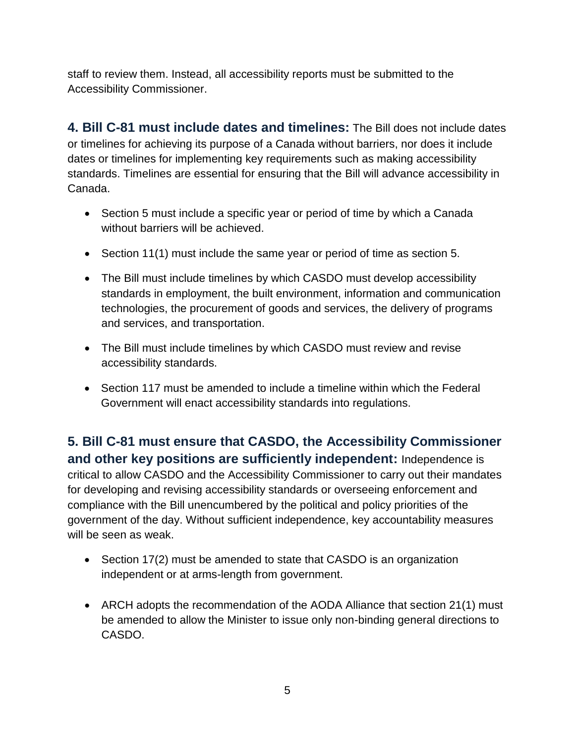staff to review them. Instead, all accessibility reports must be submitted to the Accessibility Commissioner.

**4. Bill C-81 must include dates and timelines:** The Bill does not include dates or timelines for achieving its purpose of a Canada without barriers, nor does it include dates or timelines for implementing key requirements such as making accessibility standards. Timelines are essential for ensuring that the Bill will advance accessibility in Canada.

- Section 5 must include a specific year or period of time by which a Canada without barriers will be achieved.
- Section 11(1) must include the same year or period of time as section 5.
- The Bill must include timelines by which CASDO must develop accessibility standards in employment, the built environment, information and communication technologies, the procurement of goods and services, the delivery of programs and services, and transportation.
- The Bill must include timelines by which CASDO must review and revise accessibility standards.
- Section 117 must be amended to include a timeline within which the Federal Government will enact accessibility standards into regulations.

**5. Bill C-81 must ensure that CASDO, the Accessibility Commissioner and other key positions are sufficiently independent:** Independence is critical to allow CASDO and the Accessibility Commissioner to carry out their mandates for developing and revising accessibility standards or overseeing enforcement and compliance with the Bill unencumbered by the political and policy priorities of the government of the day. Without sufficient independence, key accountability measures will be seen as weak.

- Section 17(2) must be amended to state that CASDO is an organization independent or at arms-length from government.
- ARCH adopts the recommendation of the AODA Alliance that section 21(1) must be amended to allow the Minister to issue only non-binding general directions to CASDO.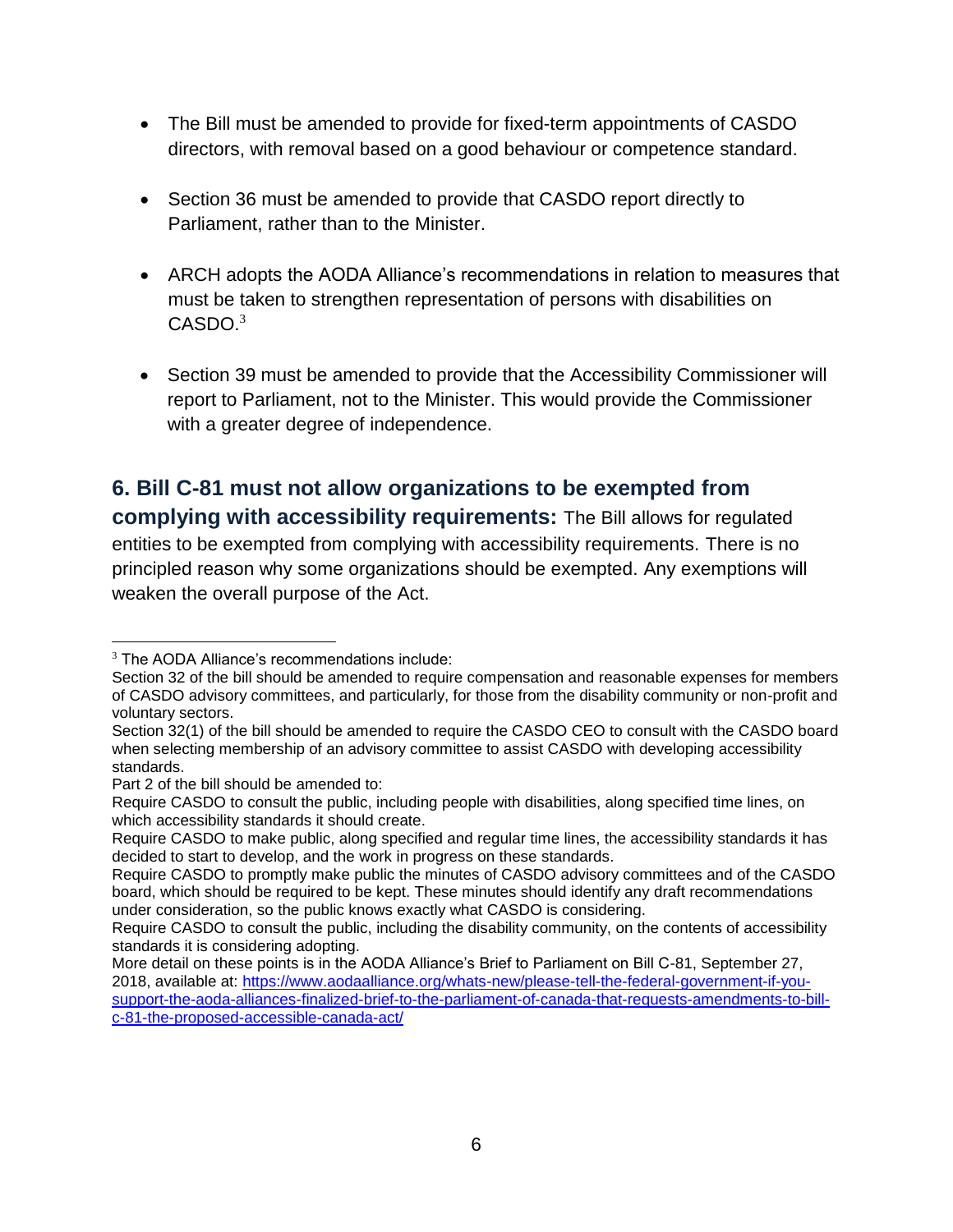- The Bill must be amended to provide for fixed-term appointments of CASDO directors, with removal based on a good behaviour or competence standard.

- Section 36 must be amended to provide that CASDO report directly to Parliament, rather than to the Minister.

- ARCH adopts the AODA Alliance's recommendations in relation to measures that must be taken to strengthen representation of persons with disabilities on CASDO.[3]

- Section 39 must be amended to provide that the Accessibility Commissioner will report to Parliament, not to the Minister. This would provide the Commissioner with a greater degree of independence.

## 6. Bill C-81 must not allow organizations to be exempted from complying with accessibility requirements:

The Bill allows for regulated entities to be exempted from complying with accessibility requirements. There is no principled reason why some organizations should be exempted. Any exemptions will weaken the overall purpose of the Act.

---

[3] The AODA Alliance's recommendations include:

Section 32 of the bill should be amended to require compensation and reasonable expenses for members of CASDO advisory committees, and particularly, for those from the disability community or non-profit and voluntary sectors.

Section 32(1) of the bill should be amended to require the CASDO CEO to consult with the CASDO board when selecting membership of an advisory committee to assist CASDO with developing accessibility standards.

Part 2 of the bill should be amended to:

Require CASDO to consult the public, including people with disabilities, along specified time lines, on which accessibility standards it should create.

Require CASDO to make public, along specified and regular time lines, the accessibility standards it has decided to start to develop, and the work in progress on these standards.

Require CASDO to promptly make public the minutes of CASDO advisory committees and of the CASDO board, which should be required to be kept. These minutes should identify any draft recommendations under consideration, so the public knows exactly what CASDO is considering.

Require CASDO to consult the public, including the disability community, on the contents of accessibility standards it is considering adopting.

More detail on these points is in the AODA Alliance's Brief to Parliament on Bill C-81, September 27, 2018, available at: https://www.aodaalliance.org/whats-new/please-tell-the-federal-government-if-you-support-the-aoda-alliances-finalized-brief-to-the-parliament-of-canada-that-requests-amendments-to-bill-c-81-the-proposed-accessible-canada-act/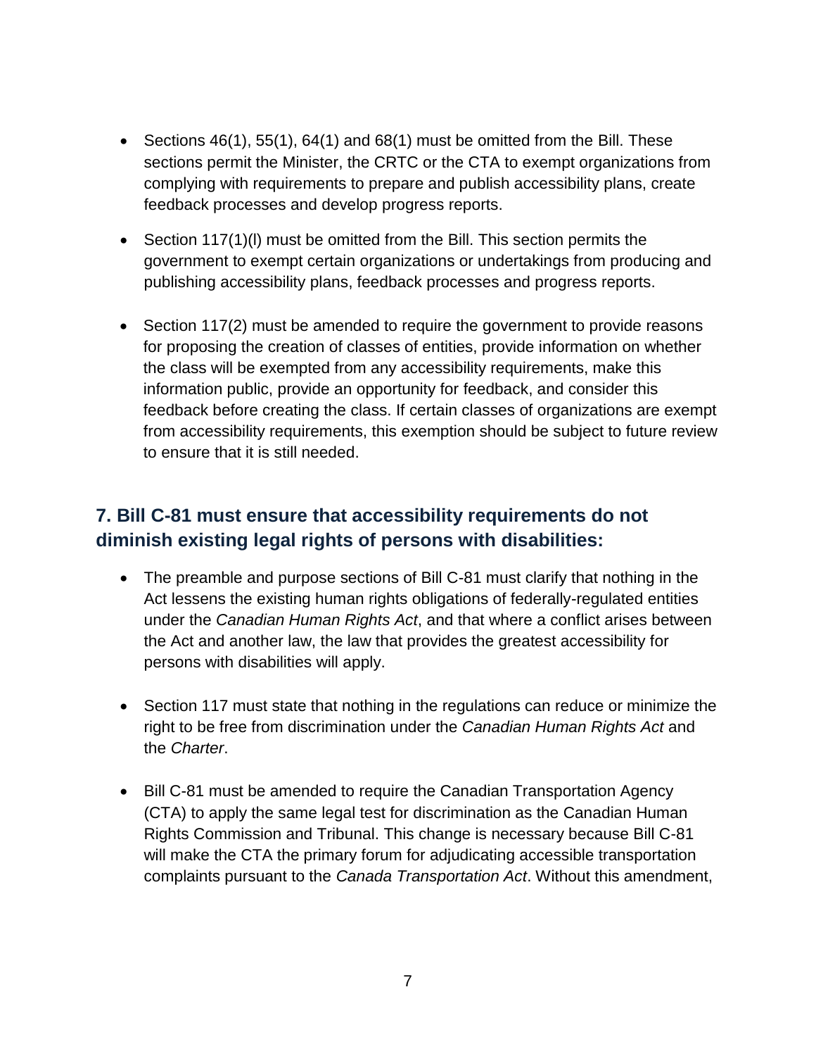- Sections 46(1), 55(1), 64(1) and 68(1) must be omitted from the Bill. These sections permit the Minister, the CRTC or the CTA to exempt organizations from complying with requirements to prepare and publish accessibility plans, create feedback processes and develop progress reports.

- Section 117(1)(l) must be omitted from the Bill. This section permits the government to exempt certain organizations or undertakings from producing and publishing accessibility plans, feedback processes and progress reports.

- Section 117(2) must be amended to require the government to provide reasons for proposing the creation of classes of entities, provide information on whether the class will be exempted from any accessibility requirements, make this information public, provide an opportunity for feedback, and consider this feedback before creating the class. If certain classes of organizations are exempt from accessibility requirements, this exemption should be subject to future review to ensure that it is still needed.

## 7. Bill C-81 must ensure that accessibility requirements do not diminish existing legal rights of persons with disabilities:

- The preamble and purpose sections of Bill C-81 must clarify that nothing in the Act lessens the existing human rights obligations of federally-regulated entities under the *Canadian Human Rights Act*, and that where a conflict arises between the Act and another law, the law that provides the greatest accessibility for persons with disabilities will apply.

- Section 117 must state that nothing in the regulations can reduce or minimize the right to be free from discrimination under the *Canadian Human Rights Act* and the *Charter*.

- Bill C-81 must be amended to require the Canadian Transportation Agency (CTA) to apply the same legal test for discrimination as the Canadian Human Rights Commission and Tribunal. This change is necessary because Bill C-81 will make the CTA the primary forum for adjudicating accessible transportation complaints pursuant to the *Canada Transportation Act*. Without this amendment,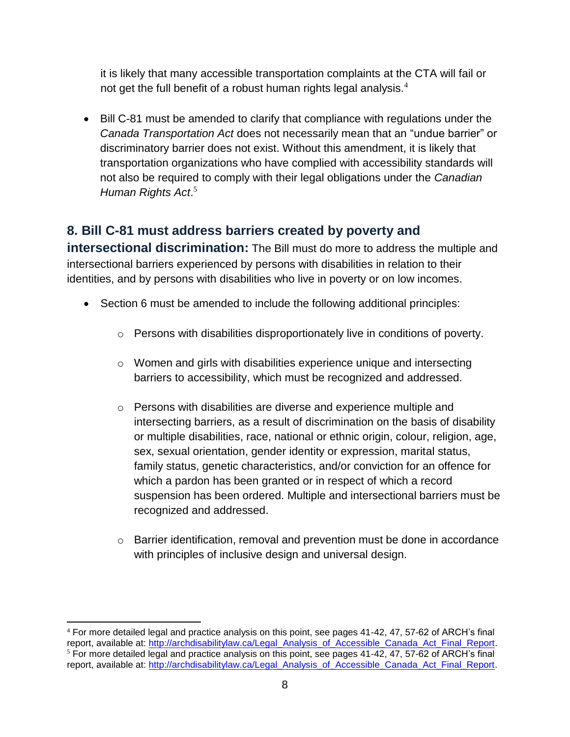it is likely that many accessible transportation complaints at the CTA will fail or not get the full benefit of a robust human rights legal analysis.[4]

- Bill C-81 must be amended to clarify that compliance with regulations under the *Canada Transportation Act* does not necessarily mean that an "undue barrier" or discriminatory barrier does not exist. Without this amendment, it is likely that transportation organizations who have complied with accessibility standards will not also be required to comply with their legal obligations under the *Canadian Human Rights Act*.[5]

**8. Bill C-81 must address barriers created by poverty and intersectional discrimination:** The Bill must do more to address the multiple and intersectional barriers experienced by persons with disabilities in relation to their identities, and by persons with disabilities who live in poverty or on low incomes.

- Section 6 must be amended to include the following additional principles:
    - Persons with disabilities disproportionately live in conditions of poverty.
    - Women and girls with disabilities experience unique and intersecting barriers to accessibility, which must be recognized and addressed.
    - Persons with disabilities are diverse and experience multiple and intersecting barriers, as a result of discrimination on the basis of disability or multiple disabilities, race, national or ethnic origin, colour, religion, age, sex, sexual orientation, gender identity or expression, marital status, family status, genetic characteristics, and/or conviction for an offence for which a pardon has been granted or in respect of which a record suspension has been ordered. Multiple and intersectional barriers must be recognized and addressed.
    - Barrier identification, removal and prevention must be done in accordance with principles of inclusive design and universal design.

---

[4] For more detailed legal and practice analysis on this point, see pages 41-42, 47, 57-62 of ARCH's final report, available at: http://archdisabilitylaw.ca/Legal_Analysis_of_Accessible_Canada_Act_Final_Report.

[5] For more detailed legal and practice analysis on this point, see pages 41-42, 47, 57-62 of ARCH's final report, available at: http://archdisabilitylaw.ca/Legal_Analysis_of_Accessible_Canada_Act_Final_Report.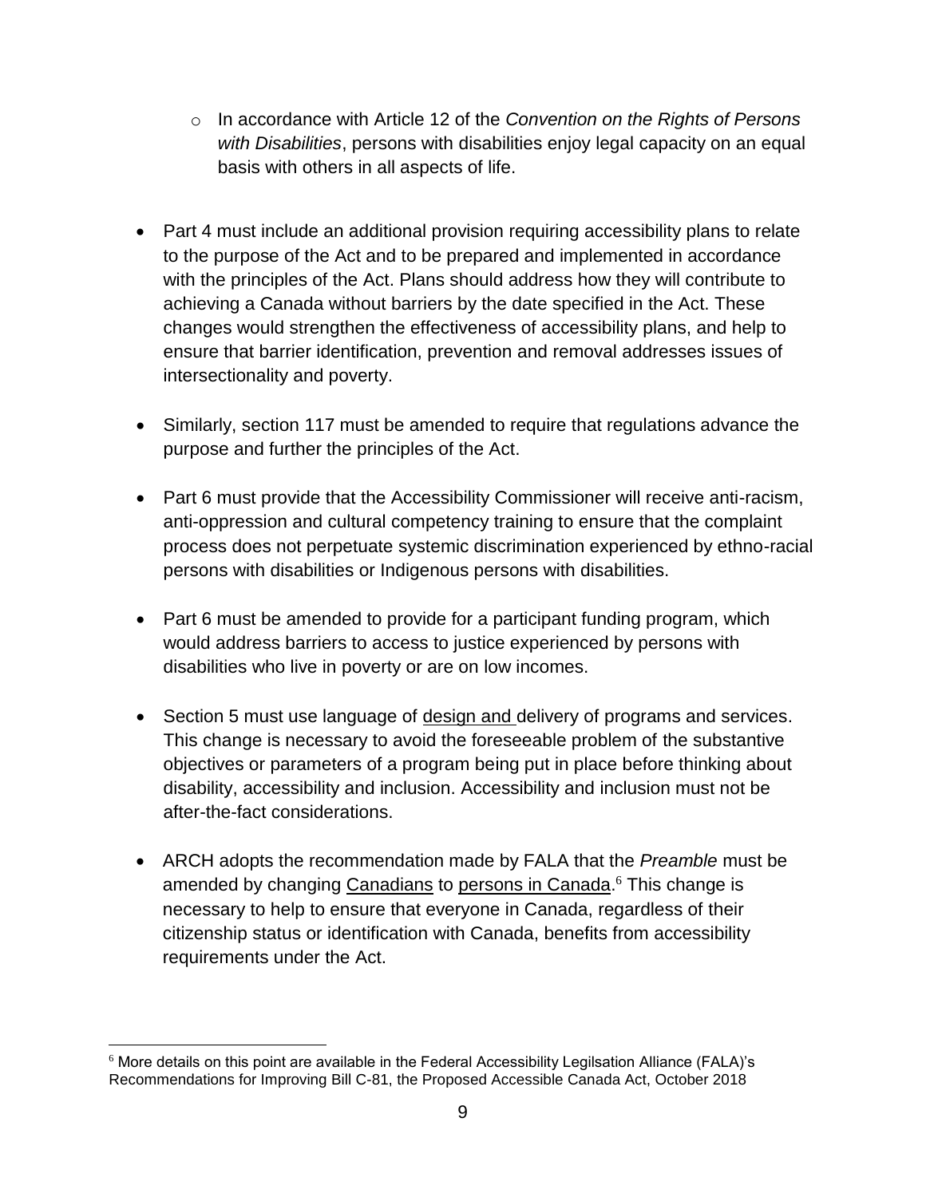- In accordance with Article 12 of the *Convention on the Rights of Persons with Disabilities*, persons with disabilities enjoy legal capacity on an equal basis with others in all aspects of life.

- Part 4 must include an additional provision requiring accessibility plans to relate to the purpose of the Act and to be prepared and implemented in accordance with the principles of the Act. Plans should address how they will contribute to achieving a Canada without barriers by the date specified in the Act. These changes would strengthen the effectiveness of accessibility plans, and help to ensure that barrier identification, prevention and removal addresses issues of intersectionality and poverty.

- Similarly, section 117 must be amended to require that regulations advance the purpose and further the principles of the Act.

- Part 6 must provide that the Accessibility Commissioner will receive anti-racism, anti-oppression and cultural competency training to ensure that the complaint process does not perpetuate systemic discrimination experienced by ethno-racial persons with disabilities or Indigenous persons with disabilities.

- Part 6 must be amended to provide for a participant funding program, which would address barriers to access to justice experienced by persons with disabilities who live in poverty or are on low incomes.

- Section 5 must use language of <u>design and</u> delivery of programs and services. This change is necessary to avoid the foreseeable problem of the substantive objectives or parameters of a program being put in place before thinking about disability, accessibility and inclusion. Accessibility and inclusion must not be after-the-fact considerations.

- ARCH adopts the recommendation made by FALA that the *Preamble* must be amended by changing <u>Canadians</u> to <u>persons in Canada</u>.[6] This change is necessary to help to ensure that everyone in Canada, regardless of their citizenship status or identification with Canada, benefits from accessibility requirements under the Act.

---

[6] More details on this point are available in the Federal Accessibility Legilsation Alliance (FALA)'s Recommendations for Improving Bill C-81, the Proposed Accessible Canada Act, October 2018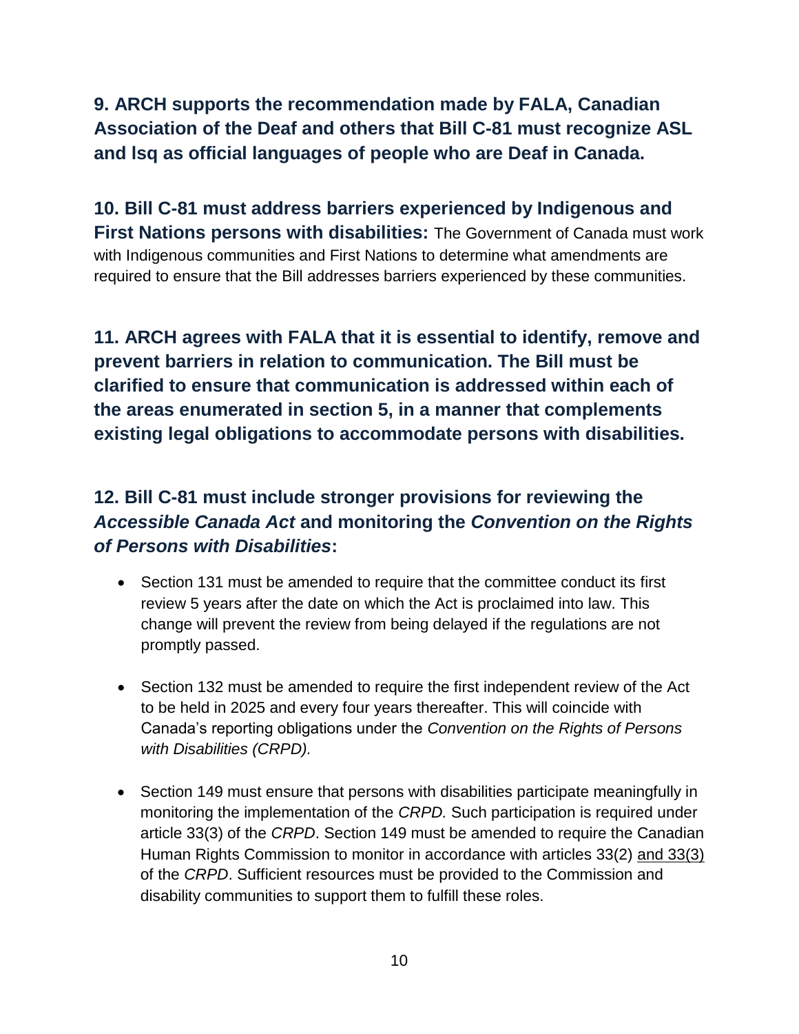**9. ARCH supports the recommendation made by FALA, Canadian Association of the Deaf and others that Bill C-81 must recognize ASL and lsq as official languages of people who are Deaf in Canada.**

**10. Bill C-81 must address barriers experienced by Indigenous and First Nations persons with disabilities:** The Government of Canada must work with Indigenous communities and First Nations to determine what amendments are required to ensure that the Bill addresses barriers experienced by these communities.

**11. ARCH agrees with FALA that it is essential to identify, remove and prevent barriers in relation to communication. The Bill must be clarified to ensure that communication is addressed within each of the areas enumerated in section 5, in a manner that complements existing legal obligations to accommodate persons with disabilities.**

**12. Bill C-81 must include stronger provisions for reviewing the *Accessible Canada Act* and monitoring the *Convention on the Rights of Persons with Disabilities*:**

- Section 131 must be amended to require that the committee conduct its first review 5 years after the date on which the Act is proclaimed into law. This change will prevent the review from being delayed if the regulations are not promptly passed.

- Section 132 must be amended to require the first independent review of the Act to be held in 2025 and every four years thereafter. This will coincide with Canada's reporting obligations under the *Convention on the Rights of Persons with Disabilities (CRPD).*

- Section 149 must ensure that persons with disabilities participate meaningfully in monitoring the implementation of the *CRPD.* Such participation is required under article 33(3) of the *CRPD*. Section 149 must be amended to require the Canadian Human Rights Commission to monitor in accordance with articles 33(2) <u>and 33(3)</u> of the *CRPD*. Sufficient resources must be provided to the Commission and disability communities to support them to fulfill these roles.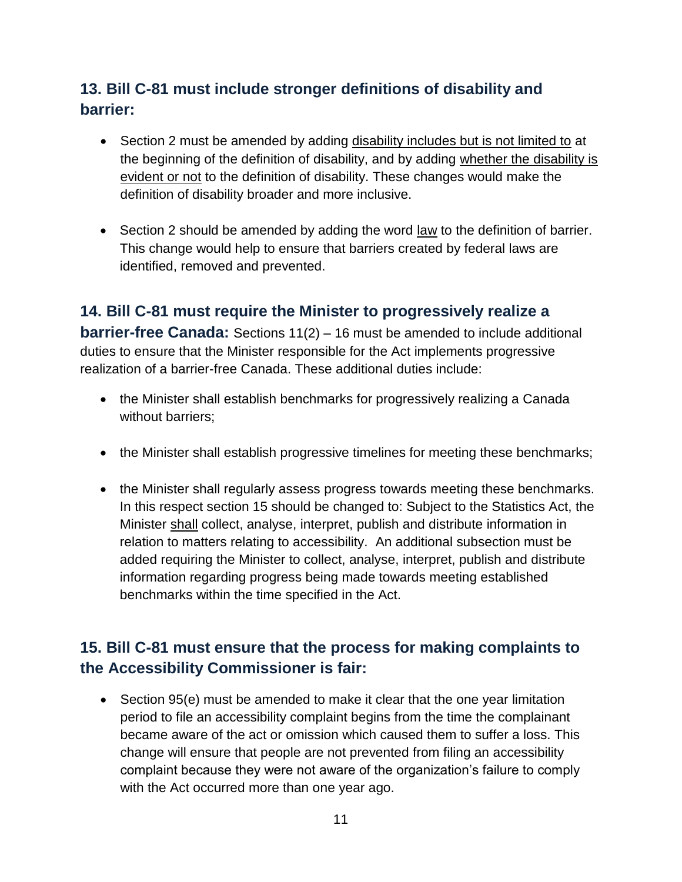## 13. Bill C-81 must include stronger definitions of disability and barrier:

- Section 2 must be amended by adding <u>disability includes but is not limited to</u> at the beginning of the definition of disability, and by adding <u>whether the disability is evident or not</u> to the definition of disability. These changes would make the definition of disability broader and more inclusive.
- Section 2 should be amended by adding the word <u>law</u> to the definition of barrier. This change would help to ensure that barriers created by federal laws are identified, removed and prevented.

## 14. Bill C-81 must require the Minister to progressively realize a barrier-free Canada:

Sections 11(2) – 16 must be amended to include additional duties to ensure that the Minister responsible for the Act implements progressive realization of a barrier-free Canada. These additional duties include:

- the Minister shall establish benchmarks for progressively realizing a Canada without barriers;
- the Minister shall establish progressive timelines for meeting these benchmarks;
- the Minister shall regularly assess progress towards meeting these benchmarks. In this respect section 15 should be changed to: Subject to the Statistics Act, the Minister <u>shall</u> collect, analyse, interpret, publish and distribute information in relation to matters relating to accessibility. An additional subsection must be added requiring the Minister to collect, analyse, interpret, publish and distribute information regarding progress being made towards meeting established benchmarks within the time specified in the Act.

## 15. Bill C-81 must ensure that the process for making complaints to the Accessibility Commissioner is fair:

- Section 95(e) must be amended to make it clear that the one year limitation period to file an accessibility complaint begins from the time the complainant became aware of the act or omission which caused them to suffer a loss. This change will ensure that people are not prevented from filing an accessibility complaint because they were not aware of the organization's failure to comply with the Act occurred more than one year ago.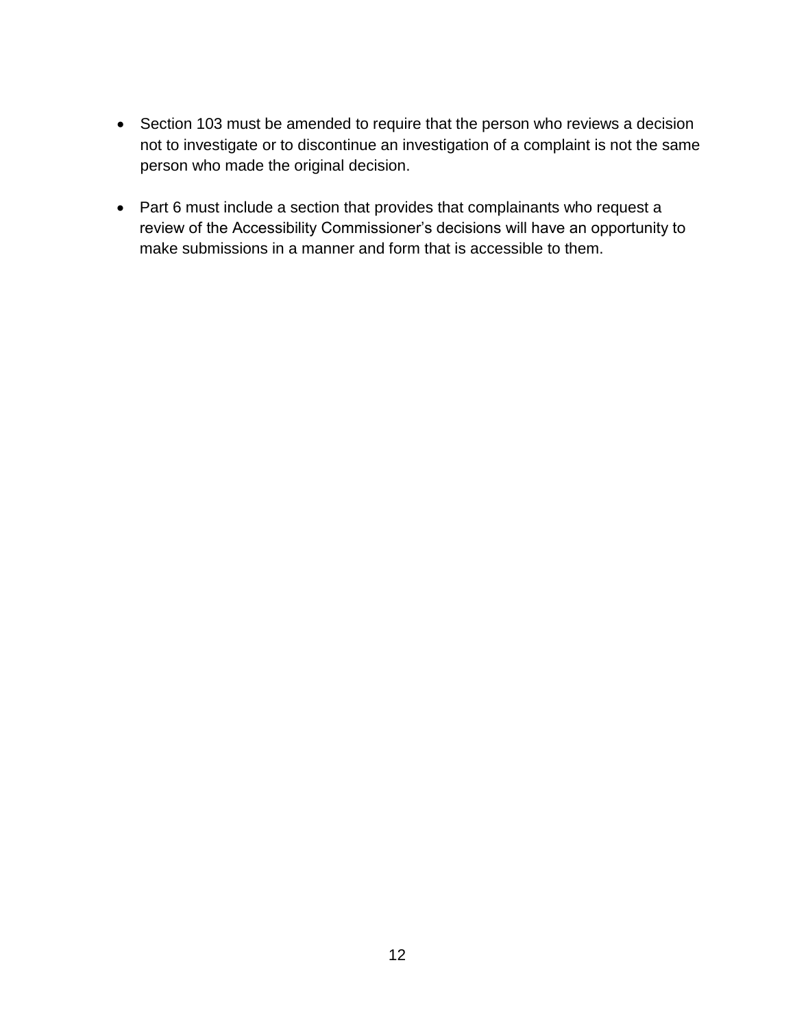- Section 103 must be amended to require that the person who reviews a decision not to investigate or to discontinue an investigation of a complaint is not the same person who made the original decision.

- Part 6 must include a section that provides that complainants who request a review of the Accessibility Commissioner's decisions will have an opportunity to make submissions in a manner and form that is accessible to them.